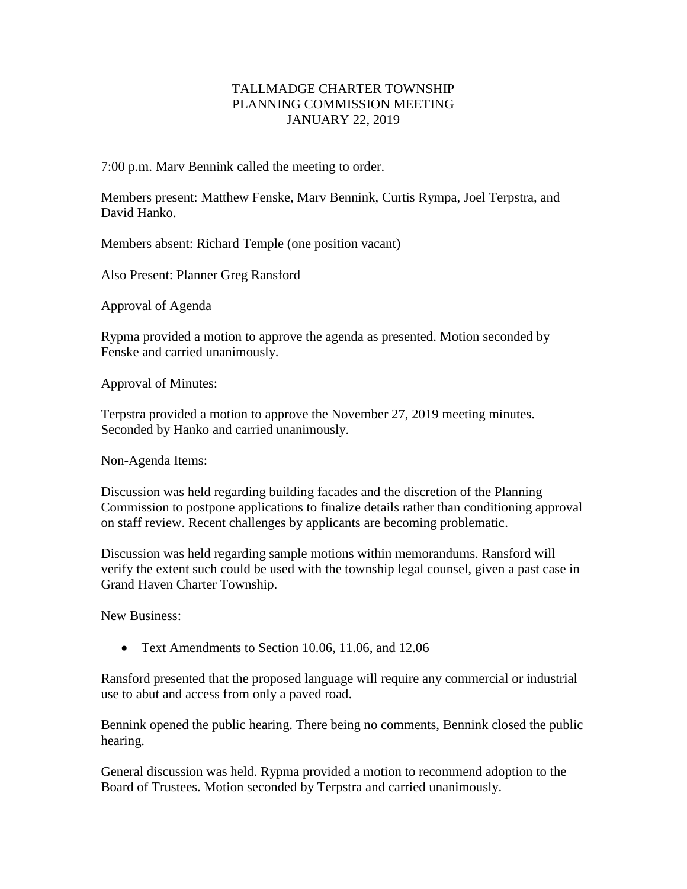# TALLMADGE CHARTER TOWNSHIP
## PLANNING COMMISSION MEETING
### JANUARY 22, 2019

7:00 p.m. Marv Bennink called the meeting to order.

Members present: Matthew Fenske, Marv Bennink, Curtis Rympa, Joel Terpstra, and David Hanko.

Members absent: Richard Temple (one position vacant)

Also Present: Planner Greg Ransford

Approval of Agenda

Rypma provided a motion to approve the agenda as presented. Motion seconded by Fenske and carried unanimously.

Approval of Minutes:

Terpstra provided a motion to approve the November 27, 2019 meeting minutes. Seconded by Hanko and carried unanimously.

Non-Agenda Items:

Discussion was held regarding building facades and the discretion of the Planning Commission to postpone applications to finalize details rather than conditioning approval on staff review. Recent challenges by applicants are becoming problematic.

Discussion was held regarding sample motions within memorandums. Ransford will verify the extent such could be used with the township legal counsel, given a past case in Grand Haven Charter Township.

New Business:

- Text Amendments to Section 10.06, 11.06, and 12.06

Ransford presented that the proposed language will require any commercial or industrial use to abut and access from only a paved road.

Bennink opened the public hearing. There being no comments, Bennink closed the public hearing.

General discussion was held. Rypma provided a motion to recommend adoption to the Board of Trustees. Motion seconded by Terpstra and carried unanimously.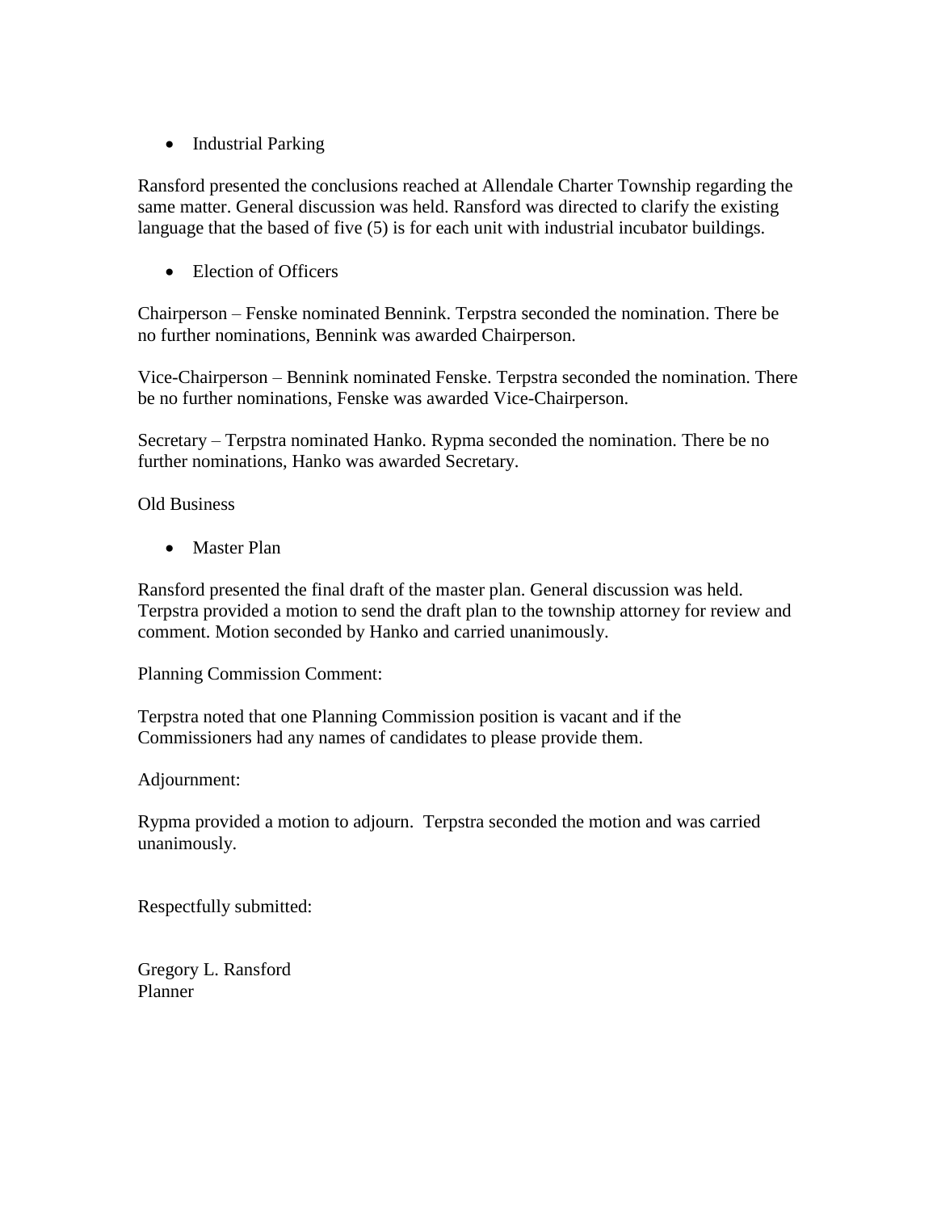- Industrial Parking

Ransford presented the conclusions reached at Allendale Charter Township regarding the same matter. General discussion was held. Ransford was directed to clarify the existing language that the based of five (5) is for each unit with industrial incubator buildings.

- Election of Officers

Chairperson – Fenske nominated Bennink. Terpstra seconded the nomination. There be no further nominations, Bennink was awarded Chairperson.

Vice-Chairperson – Bennink nominated Fenske. Terpstra seconded the nomination. There be no further nominations, Fenske was awarded Vice-Chairperson.

Secretary – Terpstra nominated Hanko. Rypma seconded the nomination. There be no further nominations, Hanko was awarded Secretary.

Old Business

- Master Plan

Ransford presented the final draft of the master plan. General discussion was held. Terpstra provided a motion to send the draft plan to the township attorney for review and comment. Motion seconded by Hanko and carried unanimously.

Planning Commission Comment:

Terpstra noted that one Planning Commission position is vacant and if the Commissioners had any names of candidates to please provide them.

Adjournment:

Rypma provided a motion to adjourn. Terpstra seconded the motion and was carried unanimously.

Respectfully submitted:

Gregory L. Ransford
Planner